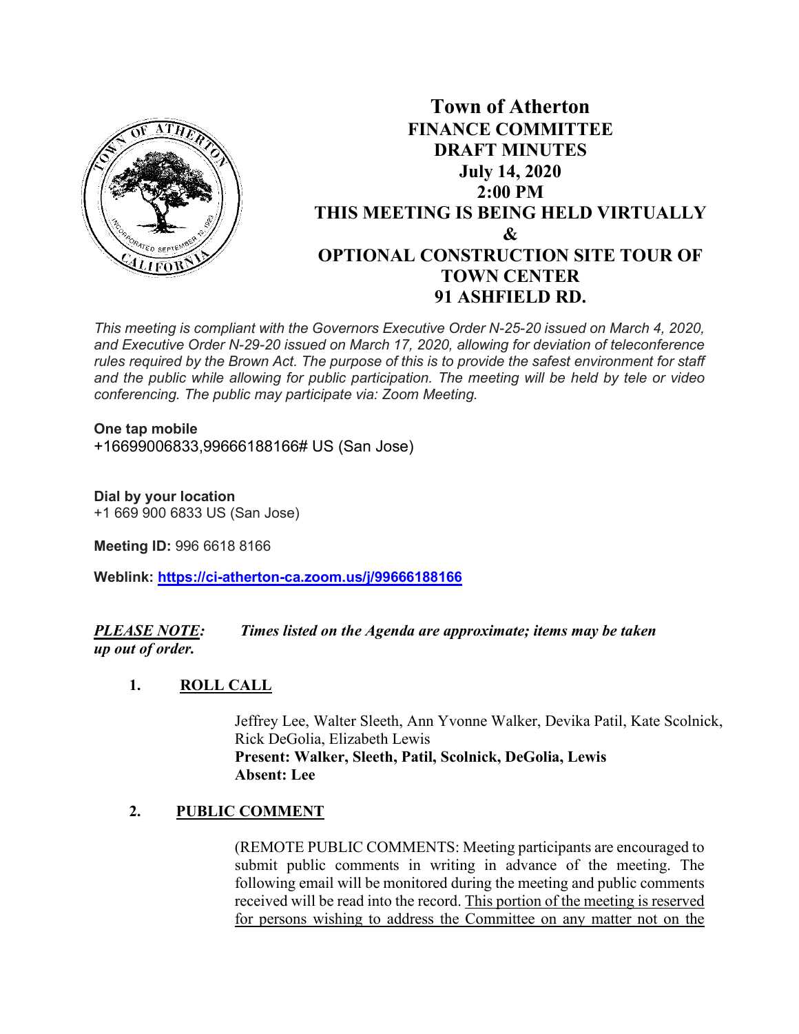# Town of Atherton
## FINANCE COMMITTEE
## DRAFT MINUTES
## July 14, 2020
## 2:00 PM
## THIS MEETING IS BEING HELD VIRTUALLY
## &
## OPTIONAL CONSTRUCTION SITE TOUR OF TOWN CENTER
## 91 ASHFIELD RD.

*This meeting is compliant with the Governors Executive Order N-25-20 issued on March 4, 2020, and Executive Order N-29-20 issued on March 17, 2020, allowing for deviation of teleconference rules required by the Brown Act. The purpose of this is to provide the safest environment for staff and the public while allowing for public participation. The meeting will be held by tele or video conferencing. The public may participate via: Zoom Meeting.*

**One tap mobile**
+16699006833,99666188166# US (San Jose)

**Dial by your location**
+1 669 900 6833 US (San Jose)

**Meeting ID:** 996 6618 8166

**Weblink: https://ci-atherton-ca.zoom.us/j/99666188166**

***PLEASE NOTE:*** ***Times listed on the Agenda are approximate; items may be taken up out of order.***

1. **ROLL CALL**

   Jeffrey Lee, Walter Sleeth, Ann Yvonne Walker, Devika Patil, Kate Scolnick, Rick DeGolia, Elizabeth Lewis
   **Present: Walker, Sleeth, Patil, Scolnick, DeGolia, Lewis**
   **Absent: Lee**

2. **PUBLIC COMMENT**

   (REMOTE PUBLIC COMMENTS: Meeting participants are encouraged to submit public comments in writing in advance of the meeting. The following email will be monitored during the meeting and public comments received will be read into the record. This portion of the meeting is reserved for persons wishing to address the Committee on any matter not on the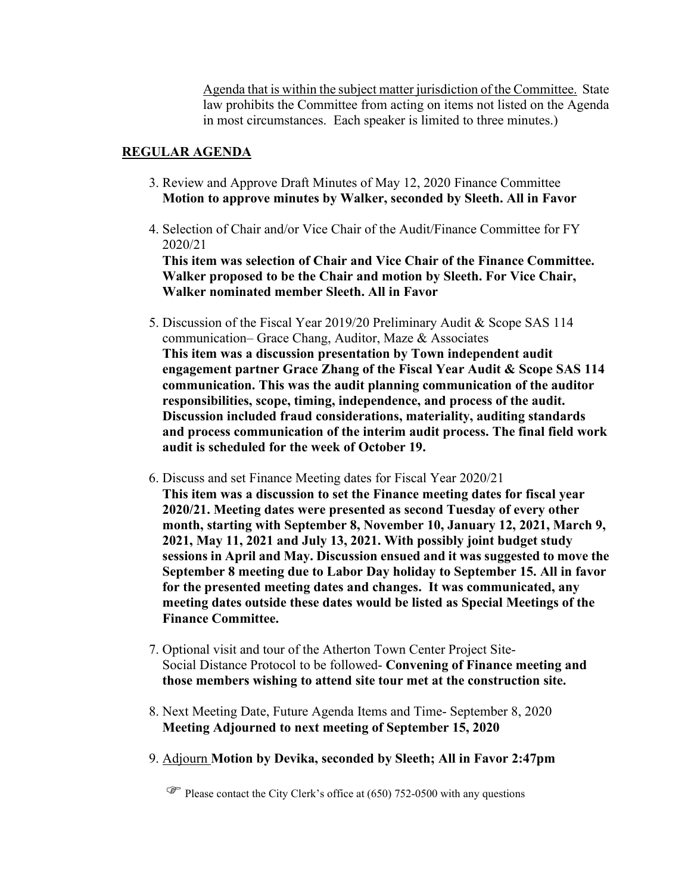Agenda that is within the subject matter jurisdiction of the Committee. State law prohibits the Committee from acting on items not listed on the Agenda in most circumstances. Each speaker is limited to three minutes.)

**REGULAR AGENDA**

3. Review and Approve Draft Minutes of May 12, 2020 Finance Committee
   **Motion to approve minutes by Walker, seconded by Sleeth. All in Favor**

4. Selection of Chair and/or Vice Chair of the Audit/Finance Committee for FY 2020/21
   **This item was selection of Chair and Vice Chair of the Finance Committee. Walker proposed to be the Chair and motion by Sleeth. For Vice Chair, Walker nominated member Sleeth. All in Favor**

5. Discussion of the Fiscal Year 2019/20 Preliminary Audit & Scope SAS 114 communication– Grace Chang, Auditor, Maze & Associates
   **This item was a discussion presentation by Town independent audit engagement partner Grace Zhang of the Fiscal Year Audit & Scope SAS 114 communication. This was the audit planning communication of the auditor responsibilities, scope, timing, independence, and process of the audit. Discussion included fraud considerations, materiality, auditing standards and process communication of the interim audit process. The final field work audit is scheduled for the week of October 19.**

6. Discuss and set Finance Meeting dates for Fiscal Year 2020/21
   **This item was a discussion to set the Finance meeting dates for fiscal year 2020/21. Meeting dates were presented as second Tuesday of every other month, starting with September 8, November 10, January 12, 2021, March 9, 2021, May 11, 2021 and July 13, 2021. With possibly joint budget study sessions in April and May. Discussion ensued and it was suggested to move the September 8 meeting due to Labor Day holiday to September 15. All in favor for the presented meeting dates and changes. It was communicated, any meeting dates outside these dates would be listed as Special Meetings of the Finance Committee.**

7. Optional visit and tour of the Atherton Town Center Project Site- Social Distance Protocol to be followed- **Convening of Finance meeting and those members wishing to attend site tour met at the construction site.**

8. Next Meeting Date, Future Agenda Items and Time- September 8, 2020
   **Meeting Adjourned to next meeting of September 15, 2020**

9. Adjourn **Motion by Devika, seconded by Sleeth; All in Favor 2:47pm**

☞ Please contact the City Clerk's office at (650) 752-0500 with any questions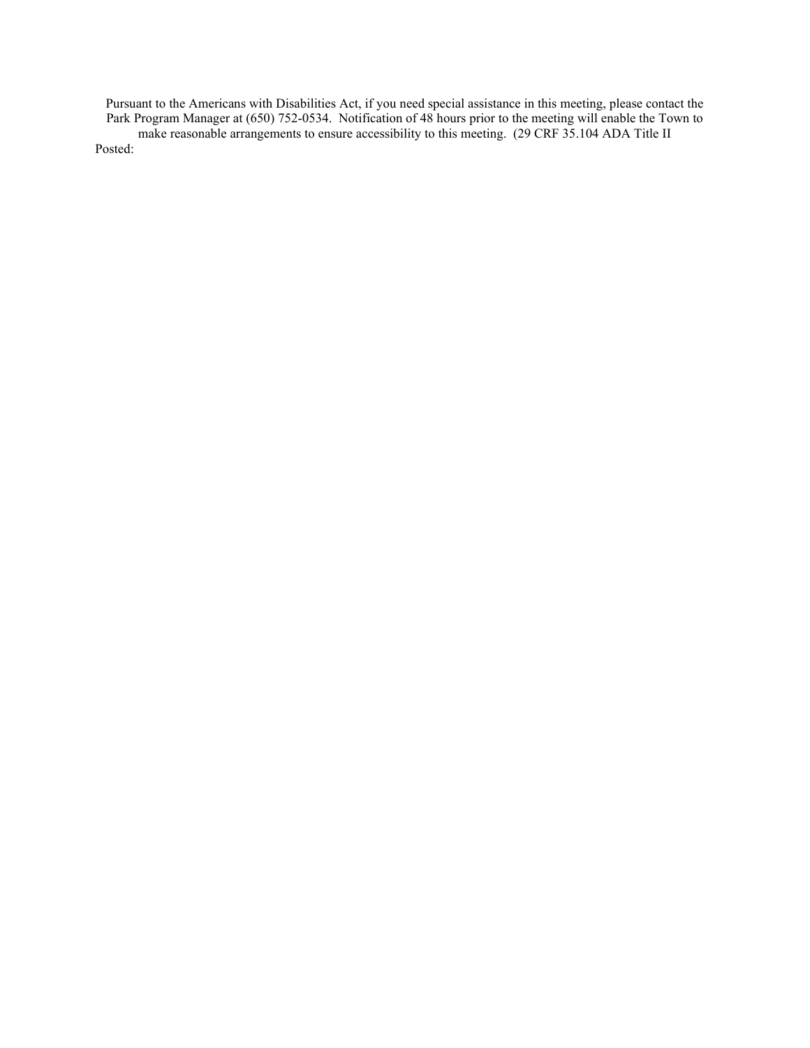Pursuant to the Americans with Disabilities Act, if you need special assistance in this meeting, please contact the Park Program Manager at (650) 752-0534. Notification of 48 hours prior to the meeting will enable the Town to make reasonable arrangements to ensure accessibility to this meeting. (29 CRF 35.104 ADA Title II

Posted: